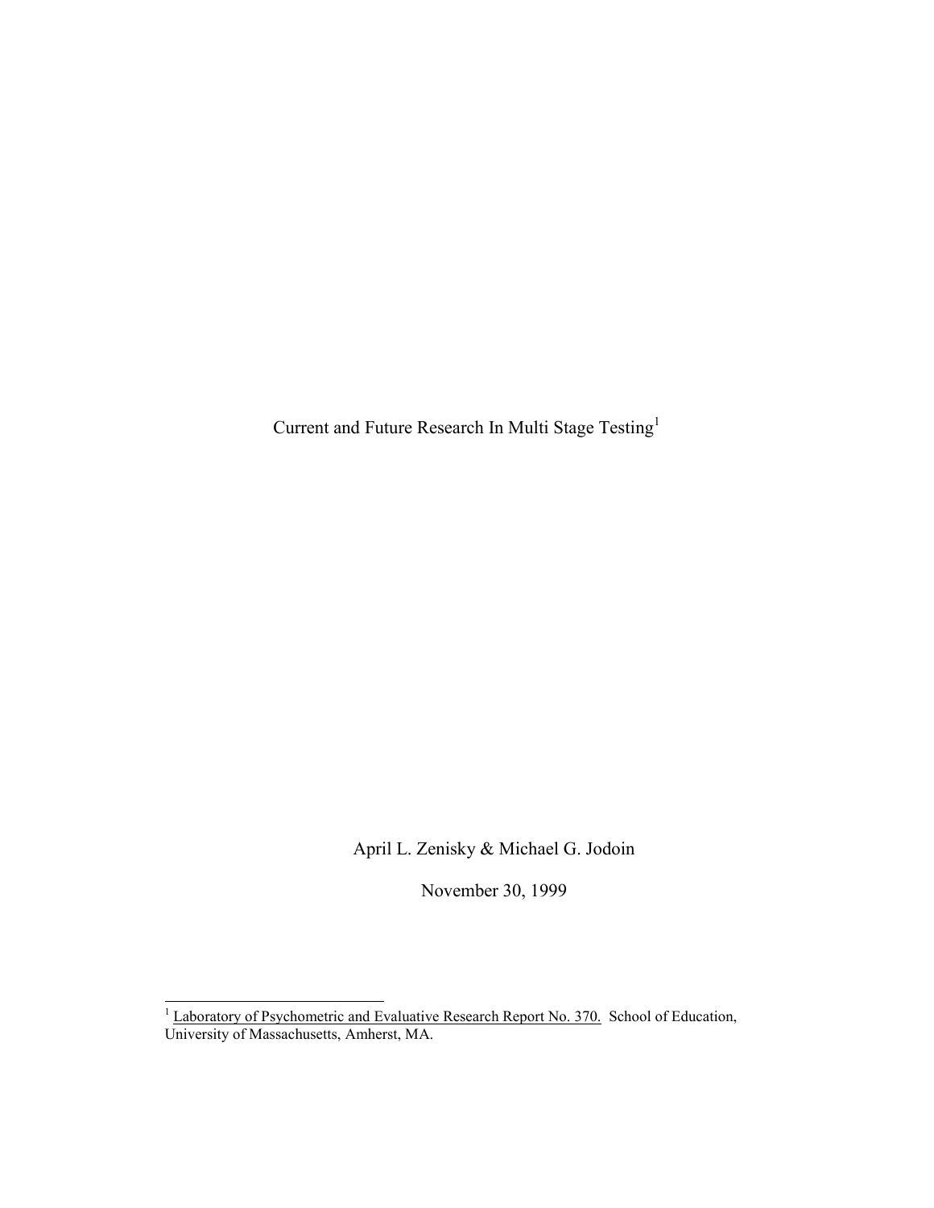# Current and Future Research In Multi Stage Testing[1]

April L. Zenisky & Michael G. Jodoin

November 30, 1999

[1] Laboratory of Psychometric and Evaluative Research Report No. 370. School of Education, University of Massachusetts, Amherst, MA.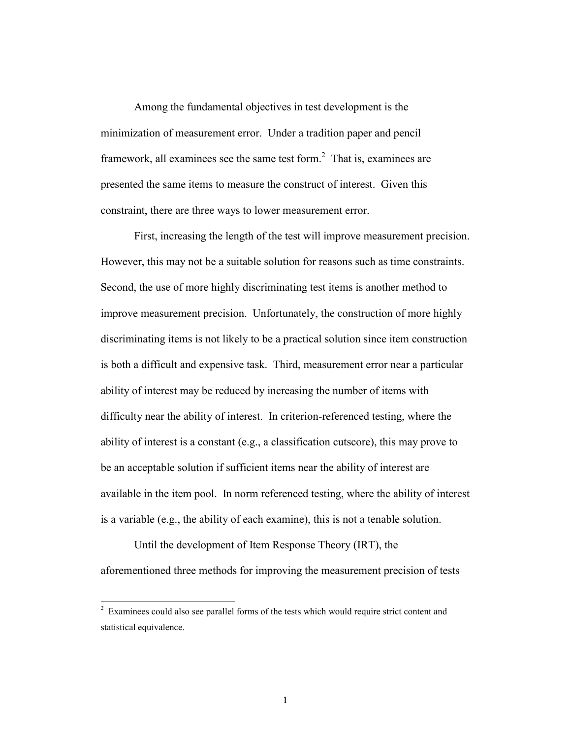Among the fundamental objectives in test development is the minimization of measurement error. Under a tradition paper and pencil framework, all examinees see the same test form.[2] That is, examinees are presented the same items to measure the construct of interest. Given this constraint, there are three ways to lower measurement error.

First, increasing the length of the test will improve measurement precision. However, this may not be a suitable solution for reasons such as time constraints. Second, the use of more highly discriminating test items is another method to improve measurement precision. Unfortunately, the construction of more highly discriminating items is not likely to be a practical solution since item construction is both a difficult and expensive task. Third, measurement error near a particular ability of interest may be reduced by increasing the number of items with difficulty near the ability of interest. In criterion-referenced testing, where the ability of interest is a constant (e.g., a classification cutscore), this may prove to be an acceptable solution if sufficient items near the ability of interest are available in the item pool. In norm referenced testing, where the ability of interest is a variable (e.g., the ability of each examine), this is not a tenable solution.

Until the development of Item Response Theory (IRT), the aforementioned three methods for improving the measurement precision of tests

---

[2] Examinees could also see parallel forms of the tests which would require strict content and statistical equivalence.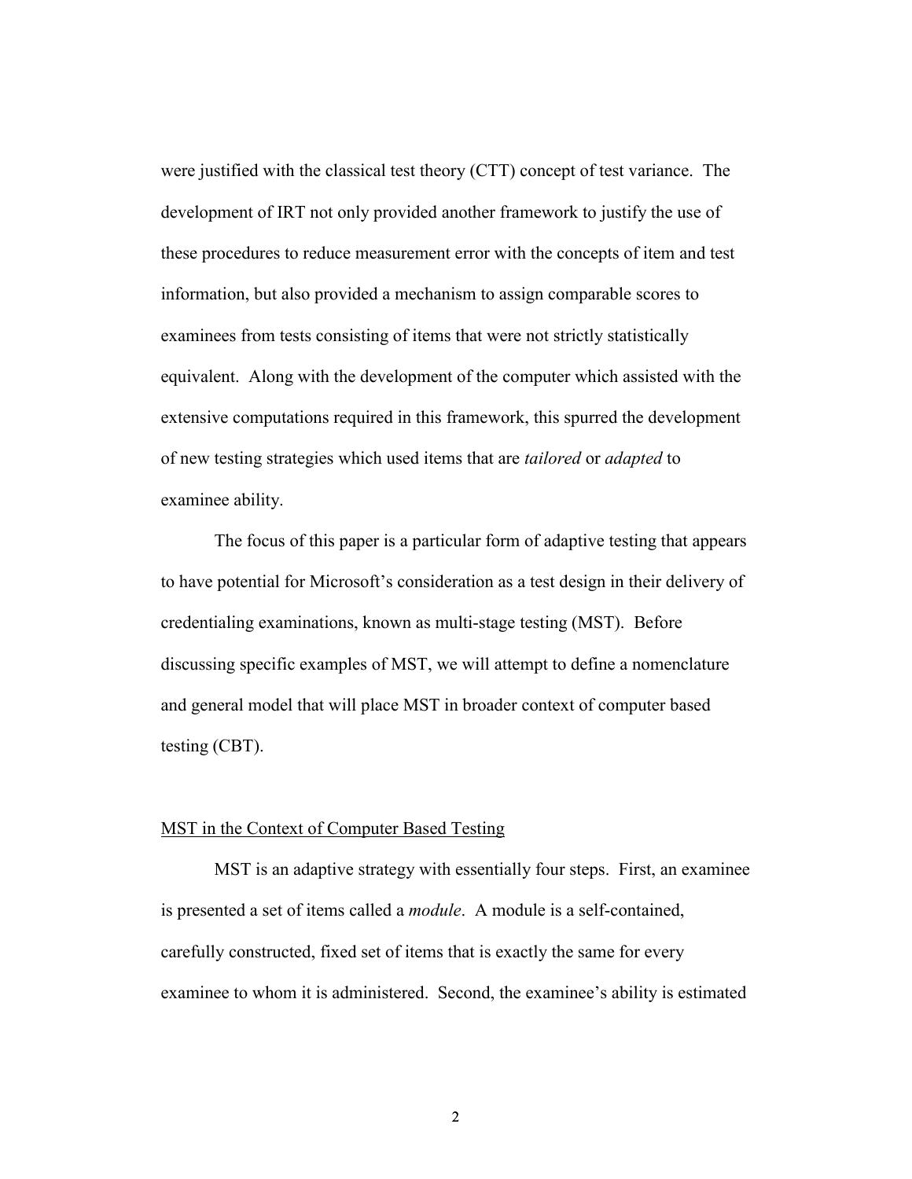were justified with the classical test theory (CTT) concept of test variance. The development of IRT not only provided another framework to justify the use of these procedures to reduce measurement error with the concepts of item and test information, but also provided a mechanism to assign comparable scores to examinees from tests consisting of items that were not strictly statistically equivalent. Along with the development of the computer which assisted with the extensive computations required in this framework, this spurred the development of new testing strategies which used items that are *tailored* or *adapted* to examinee ability.

The focus of this paper is a particular form of adaptive testing that appears to have potential for Microsoft's consideration as a test design in their delivery of credentialing examinations, known as multi-stage testing (MST). Before discussing specific examples of MST, we will attempt to define a nomenclature and general model that will place MST in broader context of computer based testing (CBT).

## MST in the Context of Computer Based Testing

MST is an adaptive strategy with essentially four steps. First, an examinee is presented a set of items called a *module*. A module is a self-contained, carefully constructed, fixed set of items that is exactly the same for every examinee to whom it is administered. Second, the examinee's ability is estimated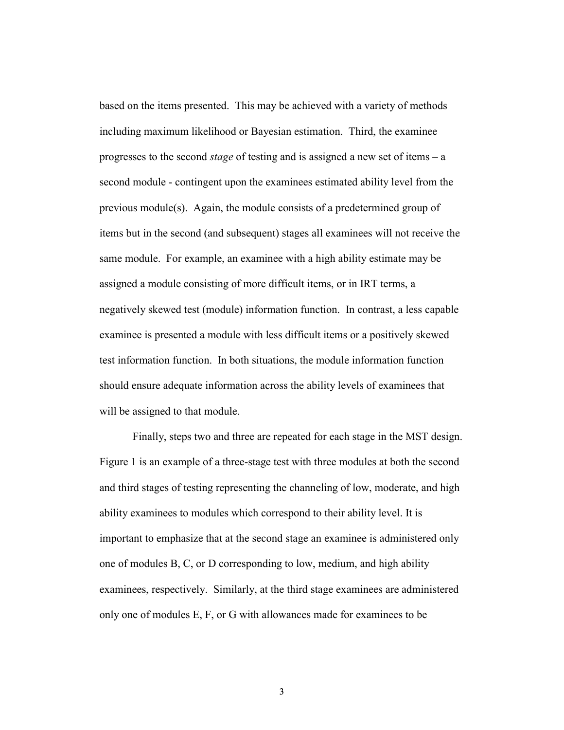based on the items presented. This may be achieved with a variety of methods including maximum likelihood or Bayesian estimation. Third, the examinee progresses to the second *stage* of testing and is assigned a new set of items – a second module - contingent upon the examinees estimated ability level from the previous module(s). Again, the module consists of a predetermined group of items but in the second (and subsequent) stages all examinees will not receive the same module. For example, an examinee with a high ability estimate may be assigned a module consisting of more difficult items, or in IRT terms, a negatively skewed test (module) information function. In contrast, a less capable examinee is presented a module with less difficult items or a positively skewed test information function. In both situations, the module information function should ensure adequate information across the ability levels of examinees that will be assigned to that module.

Finally, steps two and three are repeated for each stage in the MST design. Figure 1 is an example of a three-stage test with three modules at both the second and third stages of testing representing the channeling of low, moderate, and high ability examinees to modules which correspond to their ability level. It is important to emphasize that at the second stage an examinee is administered only one of modules B, C, or D corresponding to low, medium, and high ability examinees, respectively. Similarly, at the third stage examinees are administered only one of modules E, F, or G with allowances made for examinees to be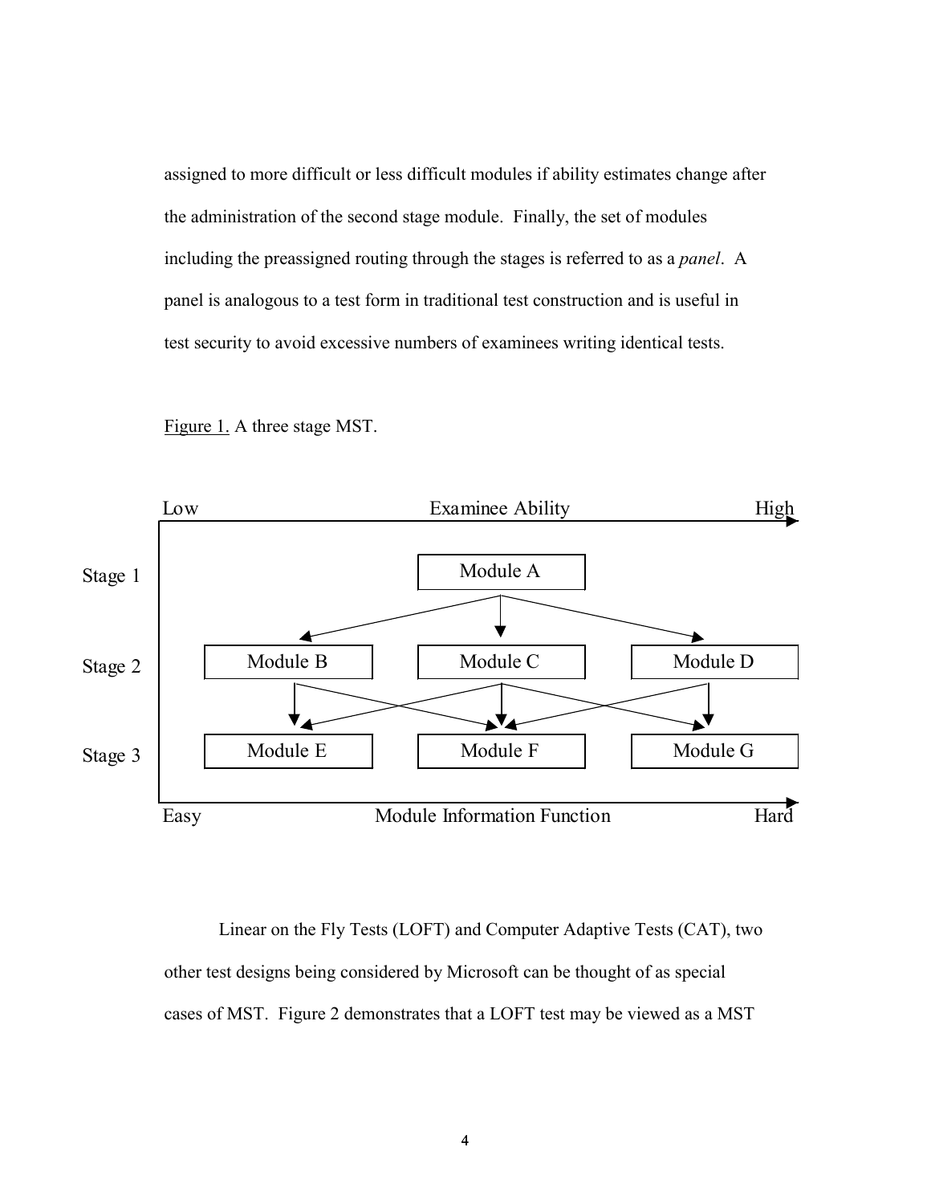assigned to more difficult or less difficult modules if ability estimates change after the administration of the second stage module. Finally, the set of modules including the preassigned routing through the stages is referred to as a *panel*. A panel is analogous to a test form in traditional test construction and is useful in test security to avoid excessive numbers of examinees writing identical tests.

Figure 1. A three stage MST.

Low — Examinee Ability — High

Stage 1: Module A

Stage 2: Module B, Module C, Module D

Stage 3: Module E, Module F, Module G

Easy — Module Information Function — Hard

Linear on the Fly Tests (LOFT) and Computer Adaptive Tests (CAT), two other test designs being considered by Microsoft can be thought of as special cases of MST. Figure 2 demonstrates that a LOFT test may be viewed as a MST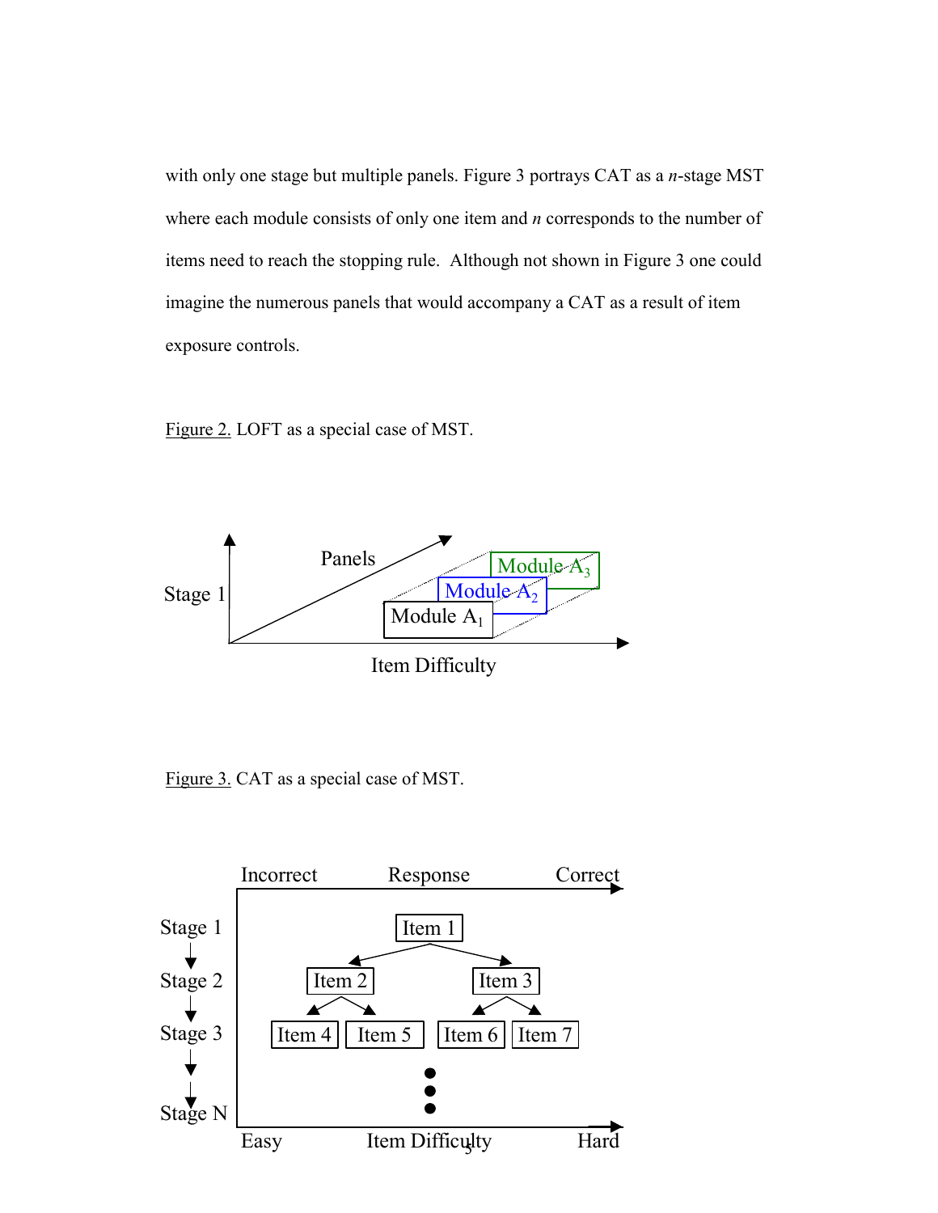with only one stage but multiple panels. Figure 3 portrays CAT as a *n*-stage MST where each module consists of only one item and *n* corresponds to the number of items need to reach the stopping rule. Although not shown in Figure 3 one could imagine the numerous panels that would accompany a CAT as a result of item exposure controls.

Figure 2. LOFT as a special case of MST.

Figure 3. CAT as a special case of MST.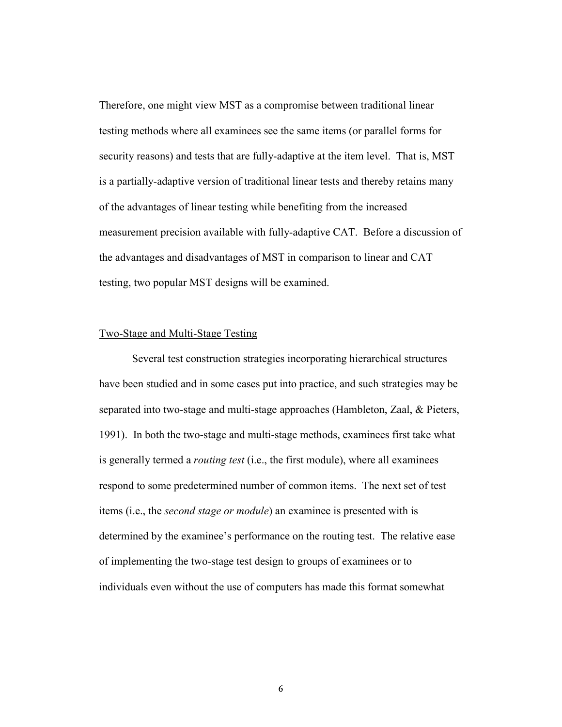Therefore, one might view MST as a compromise between traditional linear testing methods where all examinees see the same items (or parallel forms for security reasons) and tests that are fully-adaptive at the item level. That is, MST is a partially-adaptive version of traditional linear tests and thereby retains many of the advantages of linear testing while benefiting from the increased measurement precision available with fully-adaptive CAT. Before a discussion of the advantages and disadvantages of MST in comparison to linear and CAT testing, two popular MST designs will be examined.

## Two-Stage and Multi-Stage Testing

Several test construction strategies incorporating hierarchical structures have been studied and in some cases put into practice, and such strategies may be separated into two-stage and multi-stage approaches (Hambleton, Zaal, & Pieters, 1991). In both the two-stage and multi-stage methods, examinees first take what is generally termed a *routing test* (i.e., the first module), where all examinees respond to some predetermined number of common items. The next set of test items (i.e., the *second stage or module*) an examinee is presented with is determined by the examinee's performance on the routing test. The relative ease of implementing the two-stage test design to groups of examinees or to individuals even without the use of computers has made this format somewhat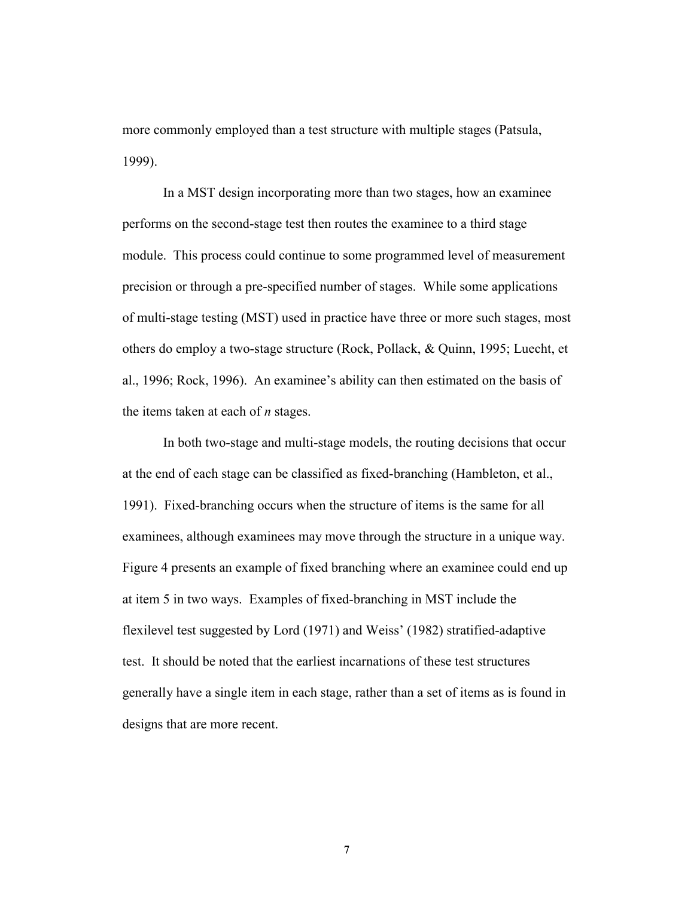more commonly employed than a test structure with multiple stages (Patsula, 1999).

In a MST design incorporating more than two stages, how an examinee performs on the second-stage test then routes the examinee to a third stage module. This process could continue to some programmed level of measurement precision or through a pre-specified number of stages. While some applications of multi-stage testing (MST) used in practice have three or more such stages, most others do employ a two-stage structure (Rock, Pollack, & Quinn, 1995; Luecht, et al., 1996; Rock, 1996). An examinee's ability can then estimated on the basis of the items taken at each of *n* stages.

In both two-stage and multi-stage models, the routing decisions that occur at the end of each stage can be classified as fixed-branching (Hambleton, et al., 1991). Fixed-branching occurs when the structure of items is the same for all examinees, although examinees may move through the structure in a unique way. Figure 4 presents an example of fixed branching where an examinee could end up at item 5 in two ways. Examples of fixed-branching in MST include the flexilevel test suggested by Lord (1971) and Weiss' (1982) stratified-adaptive test. It should be noted that the earliest incarnations of these test structures generally have a single item in each stage, rather than a set of items as is found in designs that are more recent.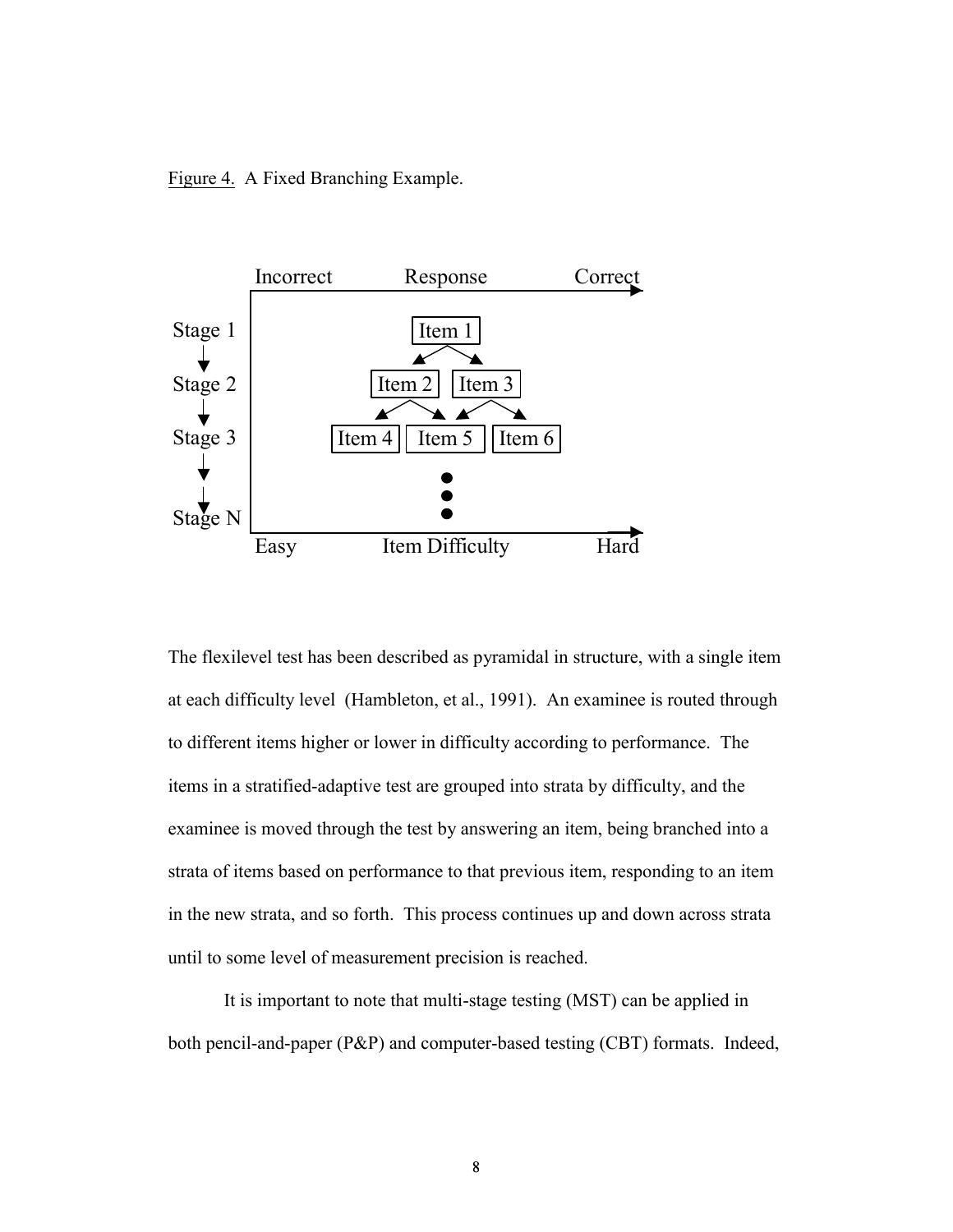Figure 4. A Fixed Branching Example.

The flexilevel test has been described as pyramidal in structure, with a single item at each difficulty level (Hambleton, et al., 1991). An examinee is routed through to different items higher or lower in difficulty according to performance. The items in a stratified-adaptive test are grouped into strata by difficulty, and the examinee is moved through the test by answering an item, being branched into a strata of items based on performance to that previous item, responding to an item in the new strata, and so forth. This process continues up and down across strata until to some level of measurement precision is reached.

It is important to note that multi-stage testing (MST) can be applied in both pencil-and-paper (P&P) and computer-based testing (CBT) formats. Indeed,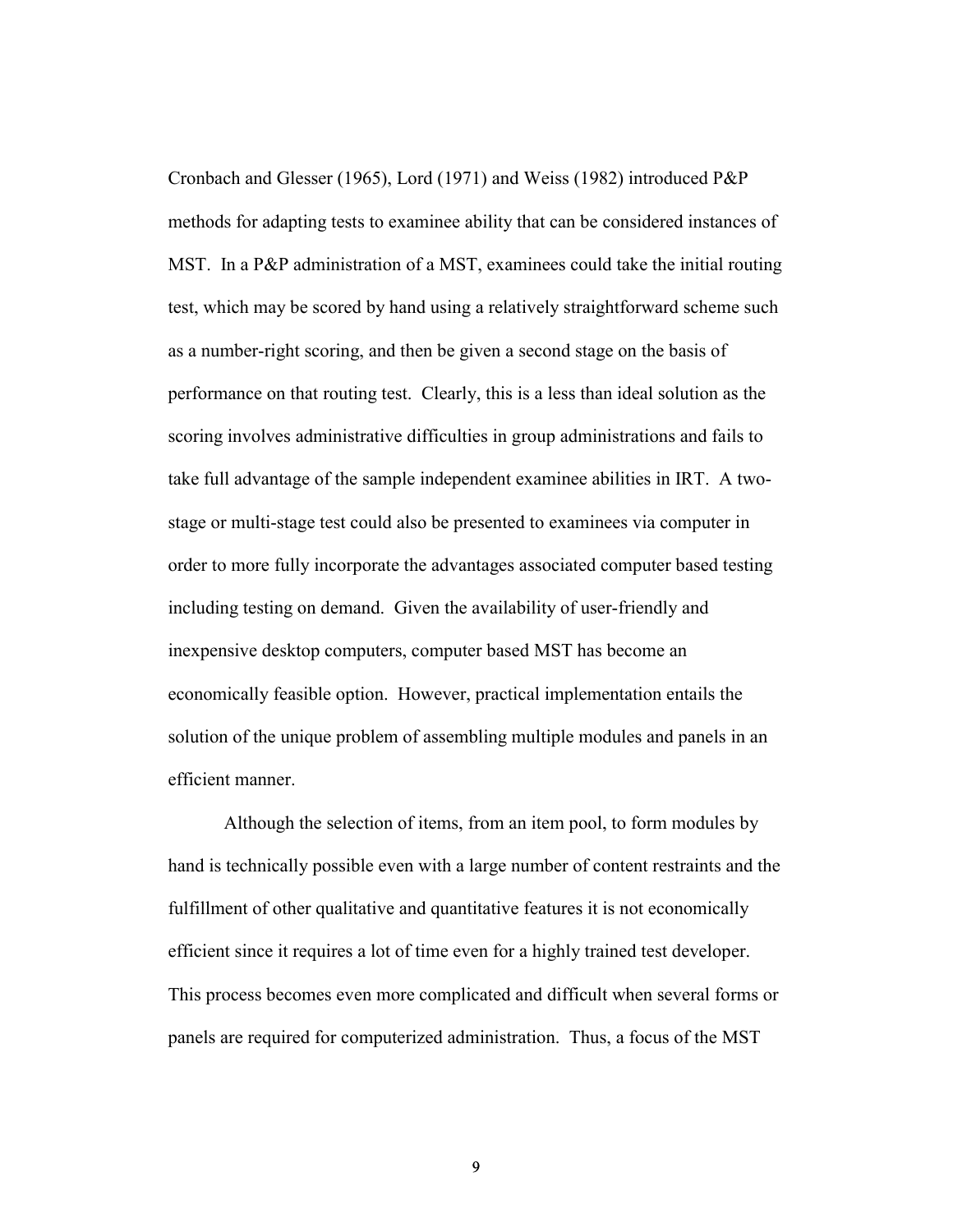Cronbach and Glesser (1965), Lord (1971) and Weiss (1982) introduced P&P methods for adapting tests to examinee ability that can be considered instances of MST. In a P&P administration of a MST, examinees could take the initial routing test, which may be scored by hand using a relatively straightforward scheme such as a number-right scoring, and then be given a second stage on the basis of performance on that routing test. Clearly, this is a less than ideal solution as the scoring involves administrative difficulties in group administrations and fails to take full advantage of the sample independent examinee abilities in IRT. A two-stage or multi-stage test could also be presented to examinees via computer in order to more fully incorporate the advantages associated computer based testing including testing on demand. Given the availability of user-friendly and inexpensive desktop computers, computer based MST has become an economically feasible option. However, practical implementation entails the solution of the unique problem of assembling multiple modules and panels in an efficient manner.

Although the selection of items, from an item pool, to form modules by hand is technically possible even with a large number of content restraints and the fulfillment of other qualitative and quantitative features it is not economically efficient since it requires a lot of time even for a highly trained test developer. This process becomes even more complicated and difficult when several forms or panels are required for computerized administration. Thus, a focus of the MST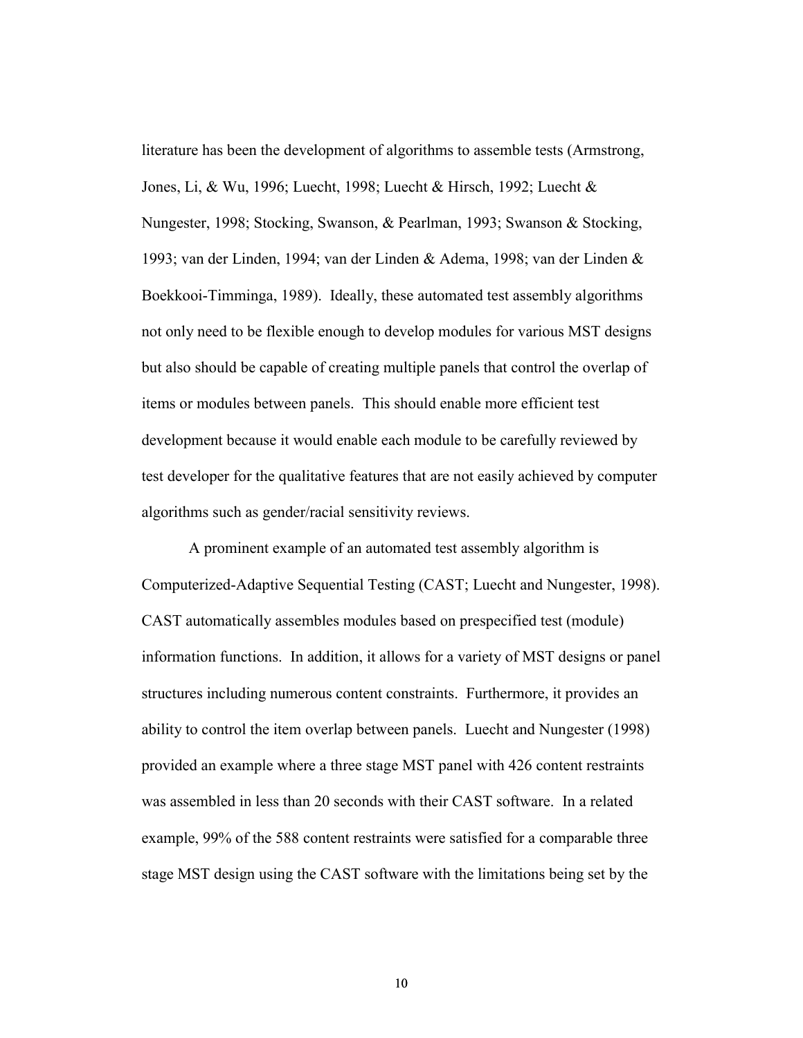literature has been the development of algorithms to assemble tests (Armstrong, Jones, Li, & Wu, 1996; Luecht, 1998; Luecht & Hirsch, 1992; Luecht & Nungester, 1998; Stocking, Swanson, & Pearlman, 1993; Swanson & Stocking, 1993; van der Linden, 1994; van der Linden & Adema, 1998; van der Linden & Boekkooi-Timminga, 1989). Ideally, these automated test assembly algorithms not only need to be flexible enough to develop modules for various MST designs but also should be capable of creating multiple panels that control the overlap of items or modules between panels. This should enable more efficient test development because it would enable each module to be carefully reviewed by test developer for the qualitative features that are not easily achieved by computer algorithms such as gender/racial sensitivity reviews.

A prominent example of an automated test assembly algorithm is Computerized-Adaptive Sequential Testing (CAST; Luecht and Nungester, 1998). CAST automatically assembles modules based on prespecified test (module) information functions. In addition, it allows for a variety of MST designs or panel structures including numerous content constraints. Furthermore, it provides an ability to control the item overlap between panels. Luecht and Nungester (1998) provided an example where a three stage MST panel with 426 content restraints was assembled in less than 20 seconds with their CAST software. In a related example, 99% of the 588 content restraints were satisfied for a comparable three stage MST design using the CAST software with the limitations being set by the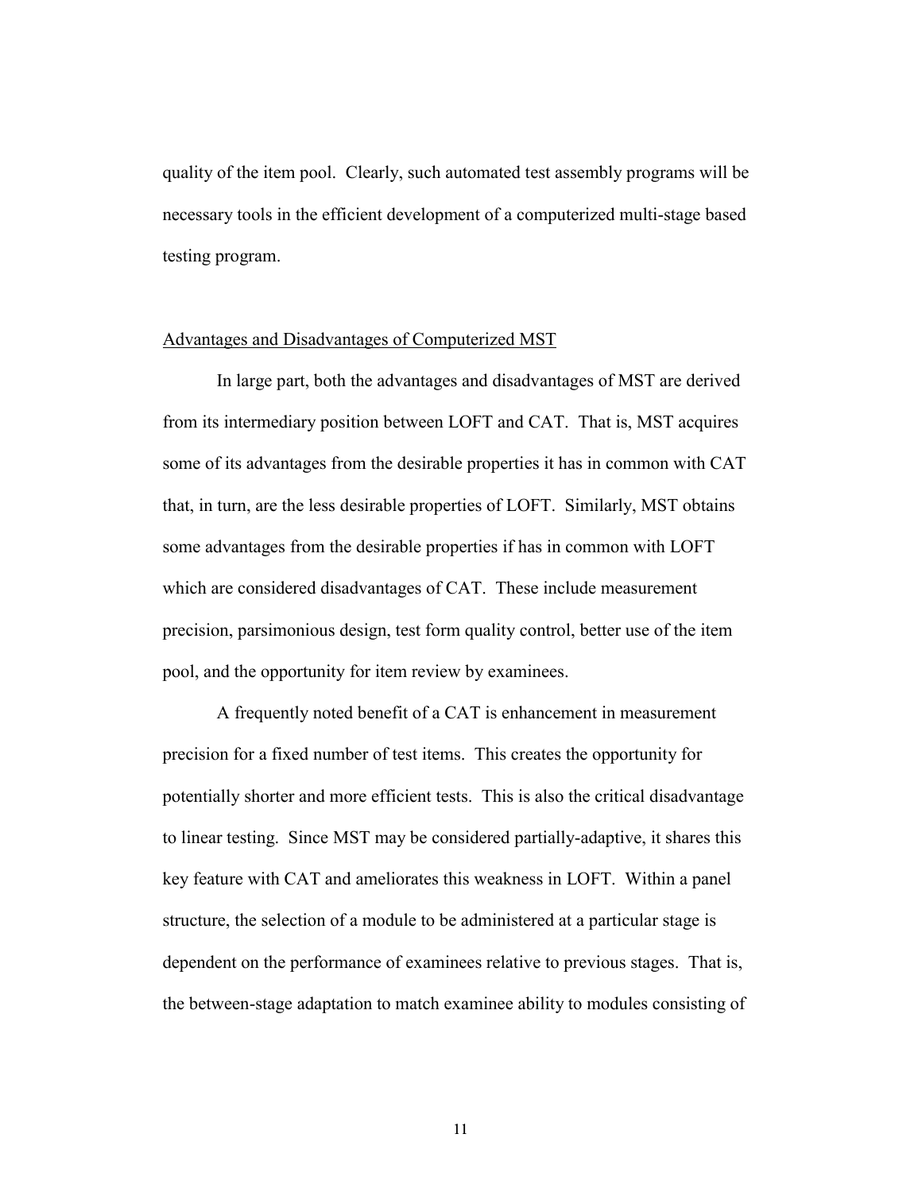quality of the item pool. Clearly, such automated test assembly programs will be necessary tools in the efficient development of a computerized multi-stage based testing program.

## Advantages and Disadvantages of Computerized MST

In large part, both the advantages and disadvantages of MST are derived from its intermediary position between LOFT and CAT. That is, MST acquires some of its advantages from the desirable properties it has in common with CAT that, in turn, are the less desirable properties of LOFT. Similarly, MST obtains some advantages from the desirable properties if has in common with LOFT which are considered disadvantages of CAT. These include measurement precision, parsimonious design, test form quality control, better use of the item pool, and the opportunity for item review by examinees.

A frequently noted benefit of a CAT is enhancement in measurement precision for a fixed number of test items. This creates the opportunity for potentially shorter and more efficient tests. This is also the critical disadvantage to linear testing. Since MST may be considered partially-adaptive, it shares this key feature with CAT and ameliorates this weakness in LOFT. Within a panel structure, the selection of a module to be administered at a particular stage is dependent on the performance of examinees relative to previous stages. That is, the between-stage adaptation to match examinee ability to modules consisting of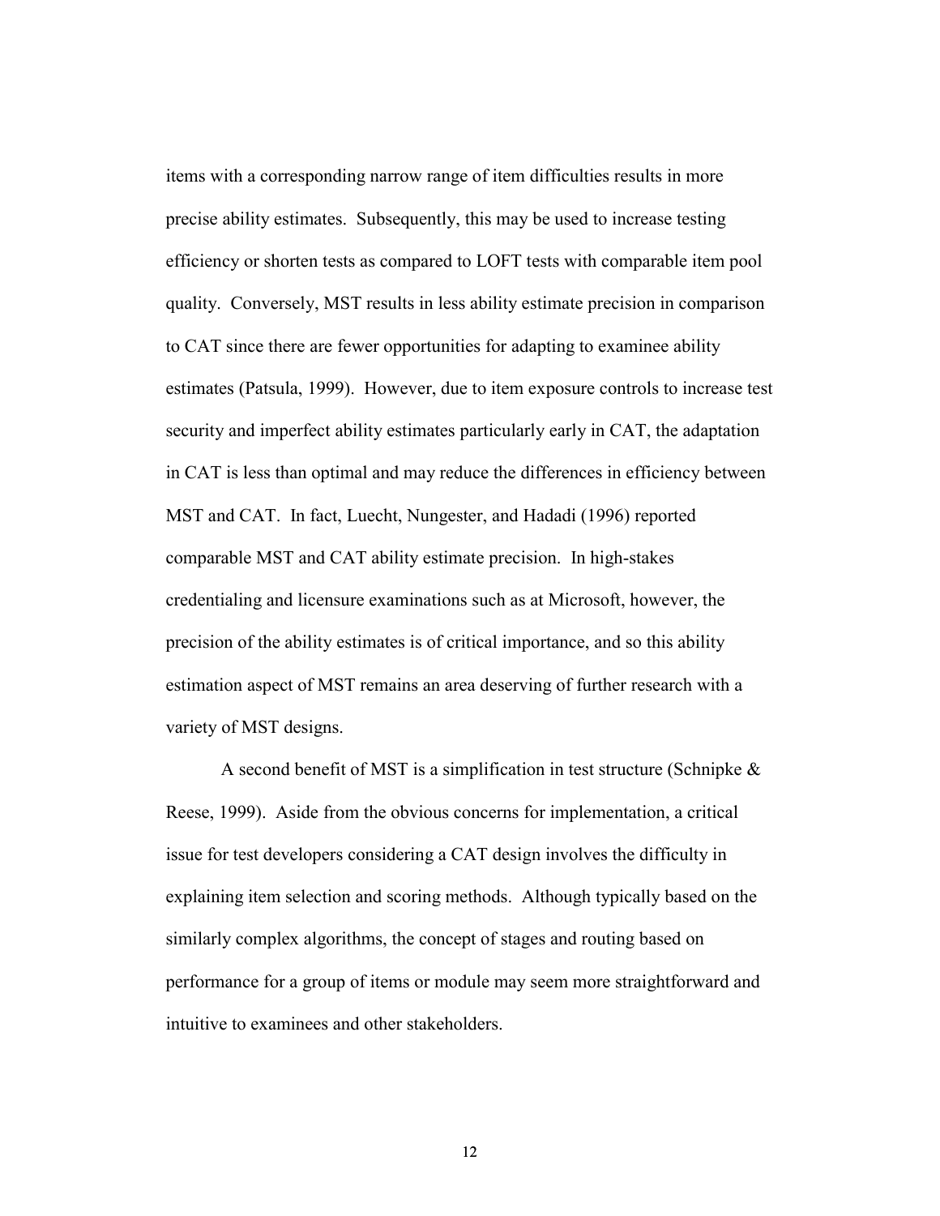items with a corresponding narrow range of item difficulties results in more precise ability estimates. Subsequently, this may be used to increase testing efficiency or shorten tests as compared to LOFT tests with comparable item pool quality. Conversely, MST results in less ability estimate precision in comparison to CAT since there are fewer opportunities for adapting to examinee ability estimates (Patsula, 1999). However, due to item exposure controls to increase test security and imperfect ability estimates particularly early in CAT, the adaptation in CAT is less than optimal and may reduce the differences in efficiency between MST and CAT. In fact, Luecht, Nungester, and Hadadi (1996) reported comparable MST and CAT ability estimate precision. In high-stakes credentialing and licensure examinations such as at Microsoft, however, the precision of the ability estimates is of critical importance, and so this ability estimation aspect of MST remains an area deserving of further research with a variety of MST designs.

A second benefit of MST is a simplification in test structure (Schnipke & Reese, 1999). Aside from the obvious concerns for implementation, a critical issue for test developers considering a CAT design involves the difficulty in explaining item selection and scoring methods. Although typically based on the similarly complex algorithms, the concept of stages and routing based on performance for a group of items or module may seem more straightforward and intuitive to examinees and other stakeholders.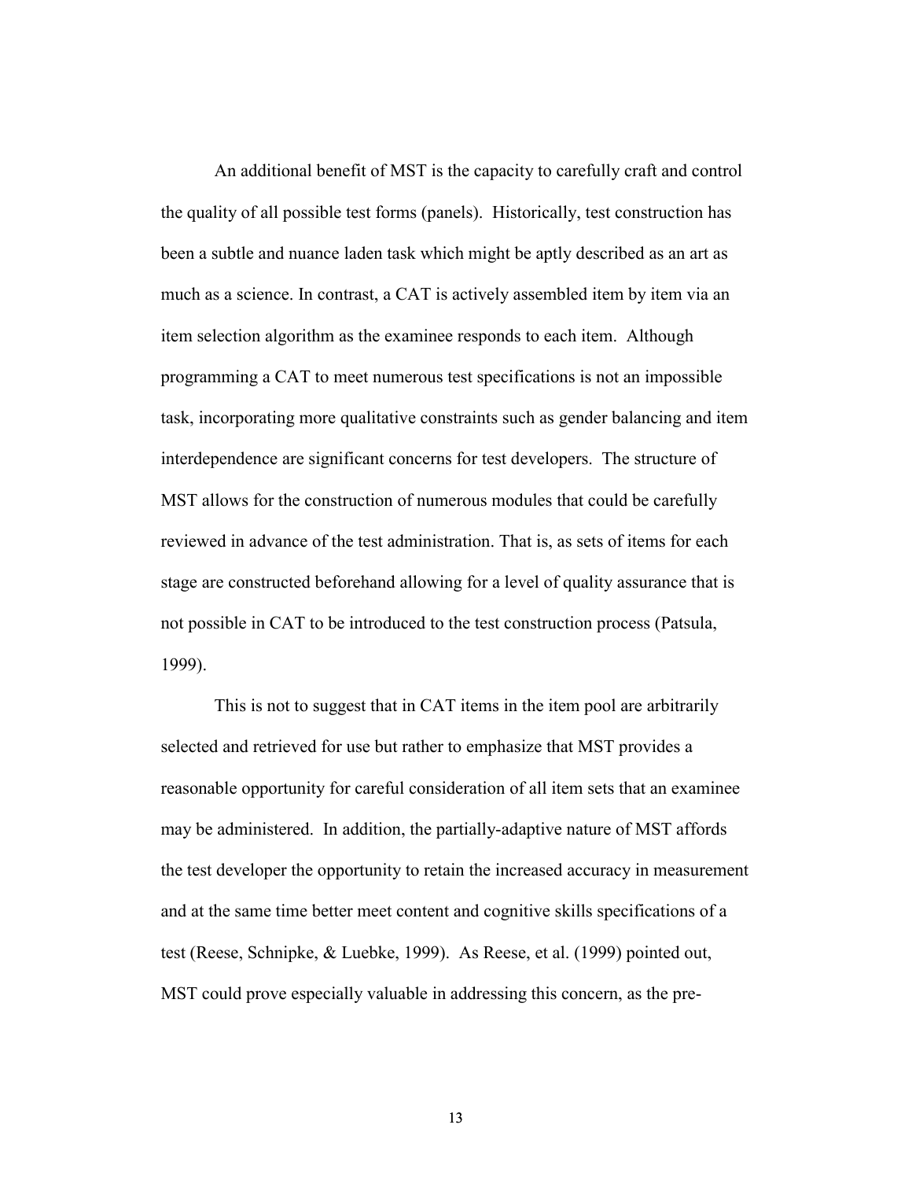An additional benefit of MST is the capacity to carefully craft and control the quality of all possible test forms (panels). Historically, test construction has been a subtle and nuance laden task which might be aptly described as an art as much as a science. In contrast, a CAT is actively assembled item by item via an item selection algorithm as the examinee responds to each item. Although programming a CAT to meet numerous test specifications is not an impossible task, incorporating more qualitative constraints such as gender balancing and item interdependence are significant concerns for test developers. The structure of MST allows for the construction of numerous modules that could be carefully reviewed in advance of the test administration. That is, as sets of items for each stage are constructed beforehand allowing for a level of quality assurance that is not possible in CAT to be introduced to the test construction process (Patsula, 1999).

This is not to suggest that in CAT items in the item pool are arbitrarily selected and retrieved for use but rather to emphasize that MST provides a reasonable opportunity for careful consideration of all item sets that an examinee may be administered. In addition, the partially-adaptive nature of MST affords the test developer the opportunity to retain the increased accuracy in measurement and at the same time better meet content and cognitive skills specifications of a test (Reese, Schnipke, & Luebke, 1999). As Reese, et al. (1999) pointed out, MST could prove especially valuable in addressing this concern, as the pre-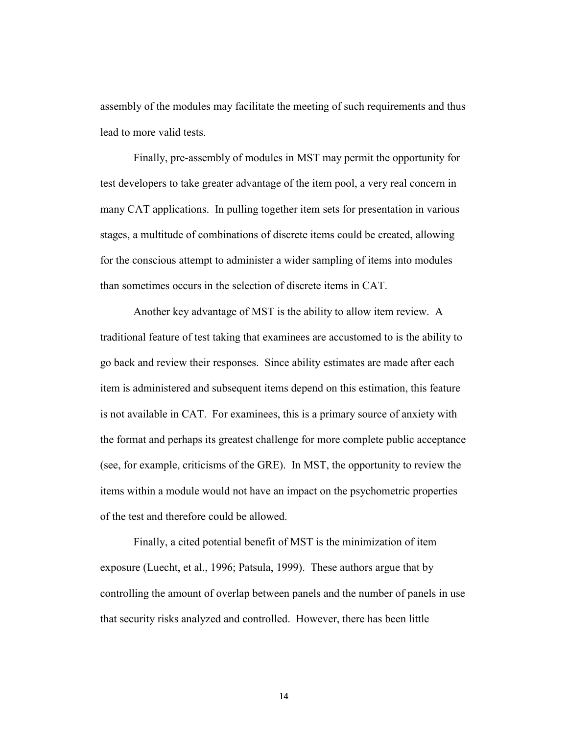assembly of the modules may facilitate the meeting of such requirements and thus lead to more valid tests.

Finally, pre-assembly of modules in MST may permit the opportunity for test developers to take greater advantage of the item pool, a very real concern in many CAT applications. In pulling together item sets for presentation in various stages, a multitude of combinations of discrete items could be created, allowing for the conscious attempt to administer a wider sampling of items into modules than sometimes occurs in the selection of discrete items in CAT.

Another key advantage of MST is the ability to allow item review. A traditional feature of test taking that examinees are accustomed to is the ability to go back and review their responses. Since ability estimates are made after each item is administered and subsequent items depend on this estimation, this feature is not available in CAT. For examinees, this is a primary source of anxiety with the format and perhaps its greatest challenge for more complete public acceptance (see, for example, criticisms of the GRE). In MST, the opportunity to review the items within a module would not have an impact on the psychometric properties of the test and therefore could be allowed.

Finally, a cited potential benefit of MST is the minimization of item exposure (Luecht, et al., 1996; Patsula, 1999). These authors argue that by controlling the amount of overlap between panels and the number of panels in use that security risks analyzed and controlled. However, there has been little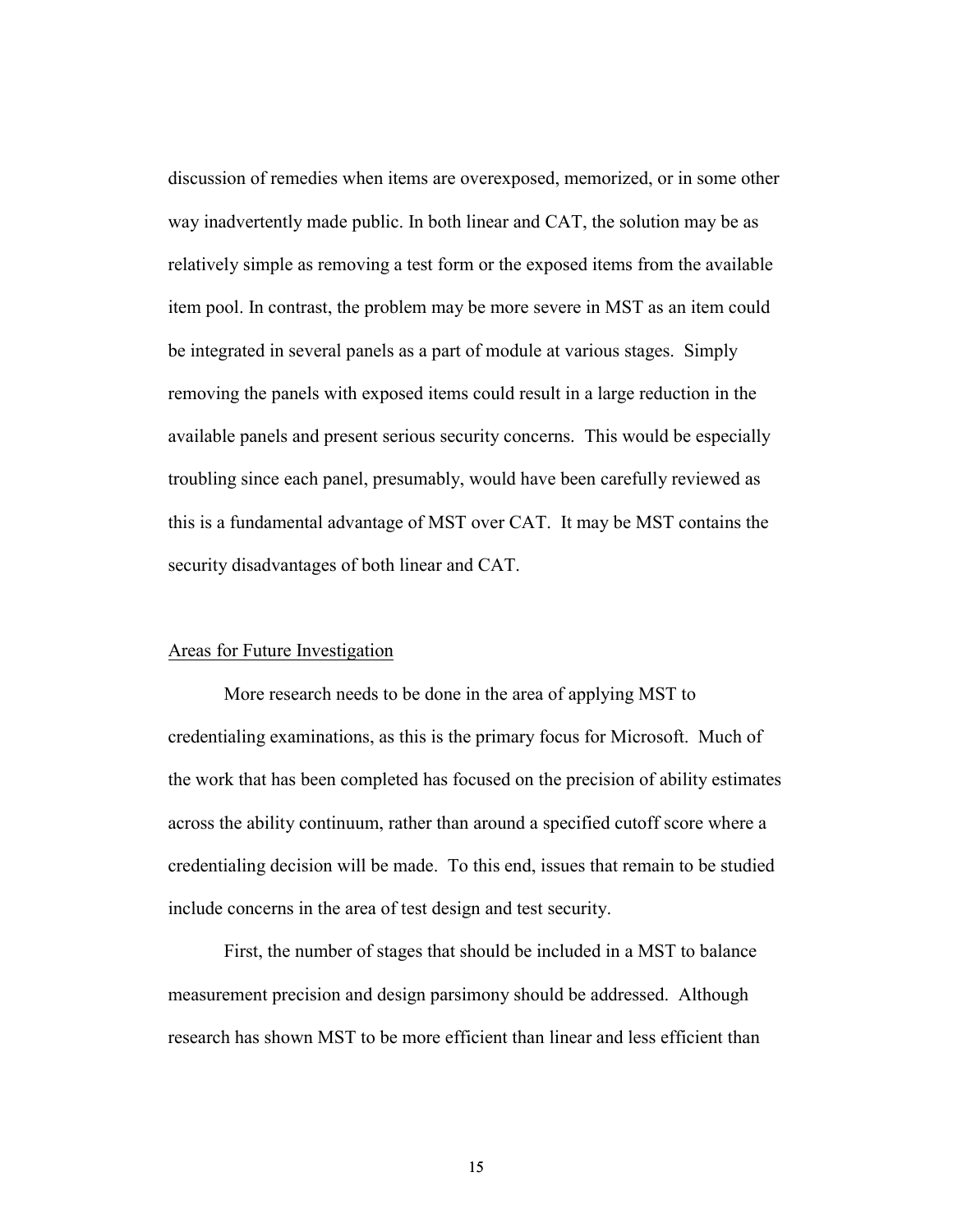discussion of remedies when items are overexposed, memorized, or in some other way inadvertently made public. In both linear and CAT, the solution may be as relatively simple as removing a test form or the exposed items from the available item pool. In contrast, the problem may be more severe in MST as an item could be integrated in several panels as a part of module at various stages. Simply removing the panels with exposed items could result in a large reduction in the available panels and present serious security concerns. This would be especially troubling since each panel, presumably, would have been carefully reviewed as this is a fundamental advantage of MST over CAT. It may be MST contains the security disadvantages of both linear and CAT.

## Areas for Future Investigation

More research needs to be done in the area of applying MST to credentialing examinations, as this is the primary focus for Microsoft. Much of the work that has been completed has focused on the precision of ability estimates across the ability continuum, rather than around a specified cutoff score where a credentialing decision will be made. To this end, issues that remain to be studied include concerns in the area of test design and test security.

First, the number of stages that should be included in a MST to balance measurement precision and design parsimony should be addressed. Although research has shown MST to be more efficient than linear and less efficient than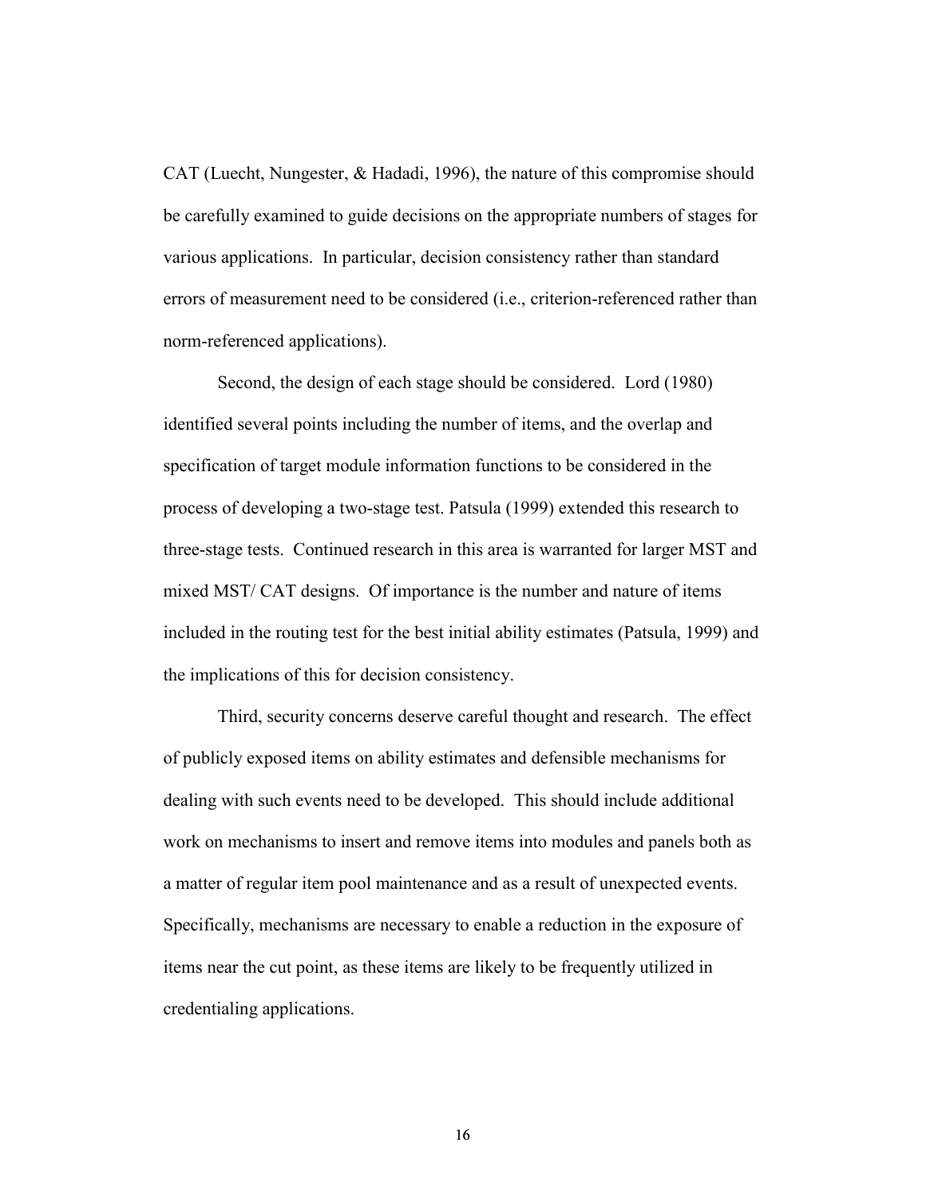CAT (Luecht, Nungester, & Hadadi, 1996), the nature of this compromise should be carefully examined to guide decisions on the appropriate numbers of stages for various applications. In particular, decision consistency rather than standard errors of measurement need to be considered (i.e., criterion-referenced rather than norm-referenced applications).

Second, the design of each stage should be considered. Lord (1980) identified several points including the number of items, and the overlap and specification of target module information functions to be considered in the process of developing a two-stage test. Patsula (1999) extended this research to three-stage tests. Continued research in this area is warranted for larger MST and mixed MST/ CAT designs. Of importance is the number and nature of items included in the routing test for the best initial ability estimates (Patsula, 1999) and the implications of this for decision consistency.

Third, security concerns deserve careful thought and research. The effect of publicly exposed items on ability estimates and defensible mechanisms for dealing with such events need to be developed. This should include additional work on mechanisms to insert and remove items into modules and panels both as a matter of regular item pool maintenance and as a result of unexpected events. Specifically, mechanisms are necessary to enable a reduction in the exposure of items near the cut point, as these items are likely to be frequently utilized in credentialing applications.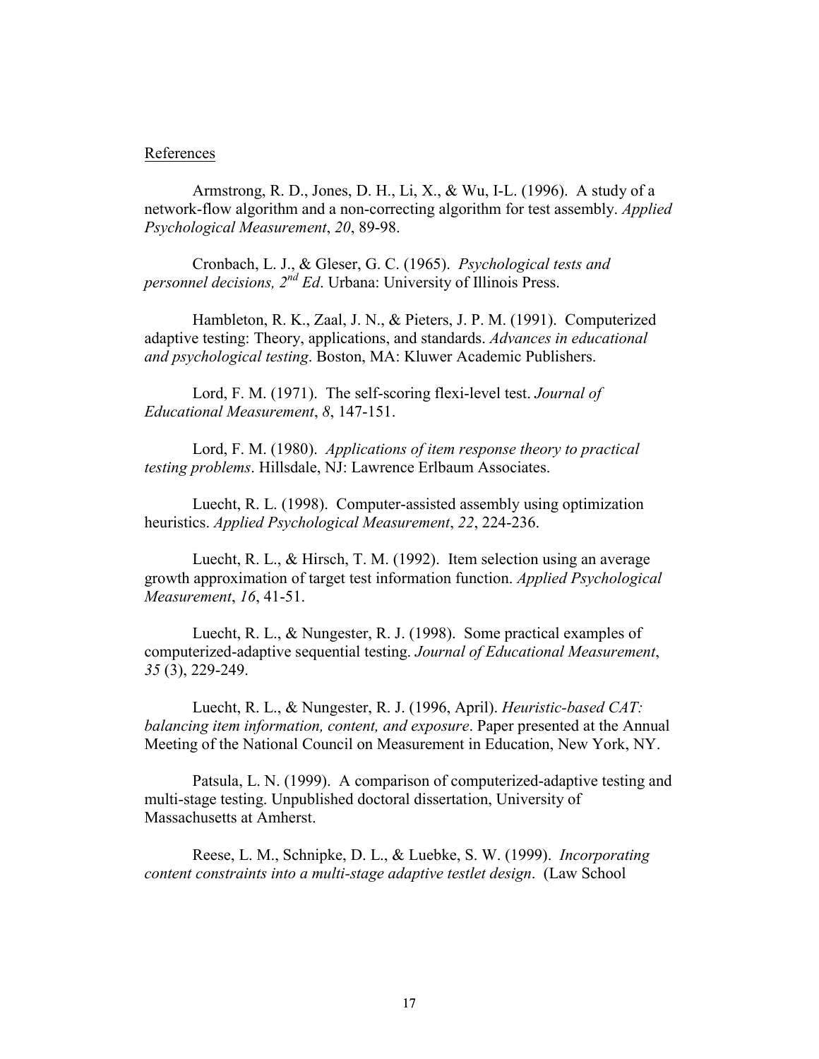References

Armstrong, R. D., Jones, D. H., Li, X., & Wu, I-L. (1996). A study of a network-flow algorithm and a non-correcting algorithm for test assembly. *Applied Psychological Measurement*, *20*, 89-98.

Cronbach, L. J., & Gleser, G. C. (1965). *Psychological tests and personnel decisions, 2nd Ed*. Urbana: University of Illinois Press.

Hambleton, R. K., Zaal, J. N., & Pieters, J. P. M. (1991). Computerized adaptive testing: Theory, applications, and standards. *Advances in educational and psychological testing*. Boston, MA: Kluwer Academic Publishers.

Lord, F. M. (1971). The self-scoring flexi-level test. *Journal of Educational Measurement*, *8*, 147-151.

Lord, F. M. (1980). *Applications of item response theory to practical testing problems*. Hillsdale, NJ: Lawrence Erlbaum Associates.

Luecht, R. L. (1998). Computer-assisted assembly using optimization heuristics. *Applied Psychological Measurement*, *22*, 224-236.

Luecht, R. L., & Hirsch, T. M. (1992). Item selection using an average growth approximation of target test information function. *Applied Psychological Measurement*, *16*, 41-51.

Luecht, R. L., & Nungester, R. J. (1998). Some practical examples of computerized-adaptive sequential testing. *Journal of Educational Measurement*, *35* (3), 229-249.

Luecht, R. L., & Nungester, R. J. (1996, April). *Heuristic-based CAT: balancing item information, content, and exposure*. Paper presented at the Annual Meeting of the National Council on Measurement in Education, New York, NY.

Patsula, L. N. (1999). A comparison of computerized-adaptive testing and multi-stage testing. Unpublished doctoral dissertation, University of Massachusetts at Amherst.

Reese, L. M., Schnipke, D. L., & Luebke, S. W. (1999). *Incorporating content constraints into a multi-stage adaptive testlet design*. (Law School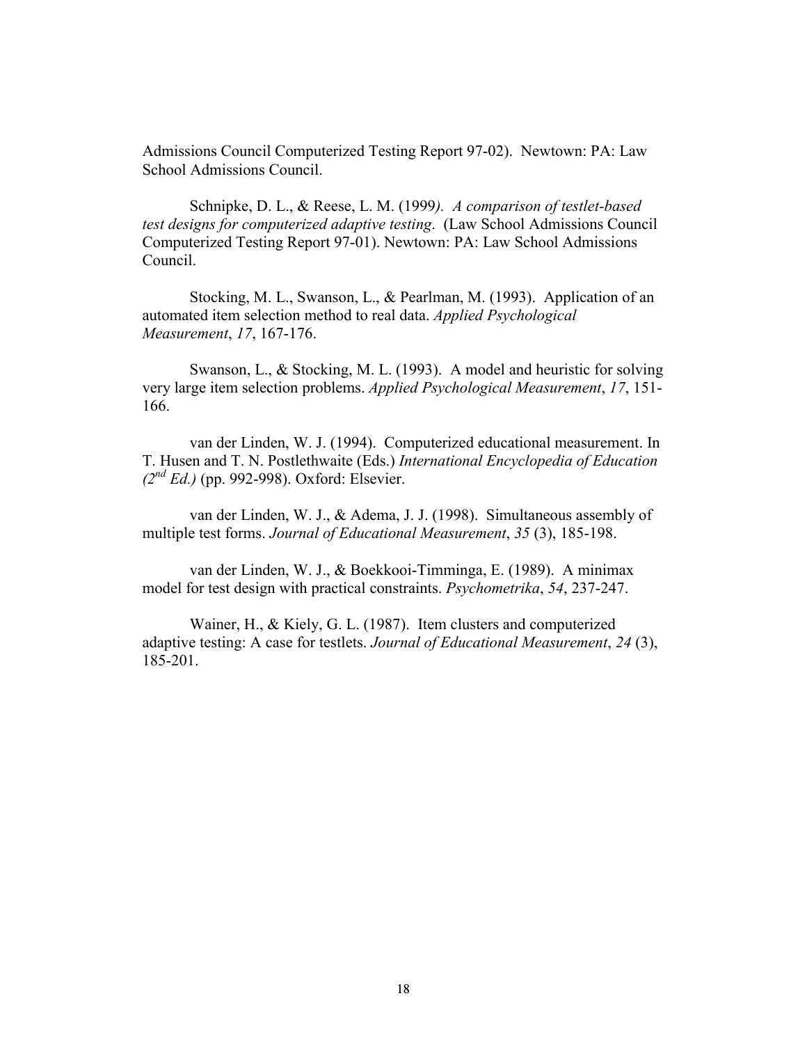Admissions Council Computerized Testing Report 97-02). Newtown: PA: Law School Admissions Council.

Schnipke, D. L., & Reese, L. M. (1999). *A comparison of testlet-based test designs for computerized adaptive testing*. (Law School Admissions Council Computerized Testing Report 97-01). Newtown: PA: Law School Admissions Council.

Stocking, M. L., Swanson, L., & Pearlman, M. (1993). Application of an automated item selection method to real data. *Applied Psychological Measurement*, *17*, 167-176.

Swanson, L., & Stocking, M. L. (1993). A model and heuristic for solving very large item selection problems. *Applied Psychological Measurement*, *17*, 151-166.

van der Linden, W. J. (1994). Computerized educational measurement. In T. Husen and T. N. Postlethwaite (Eds.) *International Encyclopedia of Education (2nd Ed.)* (pp. 992-998). Oxford: Elsevier.

van der Linden, W. J., & Adema, J. J. (1998). Simultaneous assembly of multiple test forms. *Journal of Educational Measurement*, *35* (3), 185-198.

van der Linden, W. J., & Boekkooi-Timminga, E. (1989). A minimax model for test design with practical constraints. *Psychometrika*, *54*, 237-247.

Wainer, H., & Kiely, G. L. (1987). Item clusters and computerized adaptive testing: A case for testlets. *Journal of Educational Measurement*, *24* (3), 185-201.